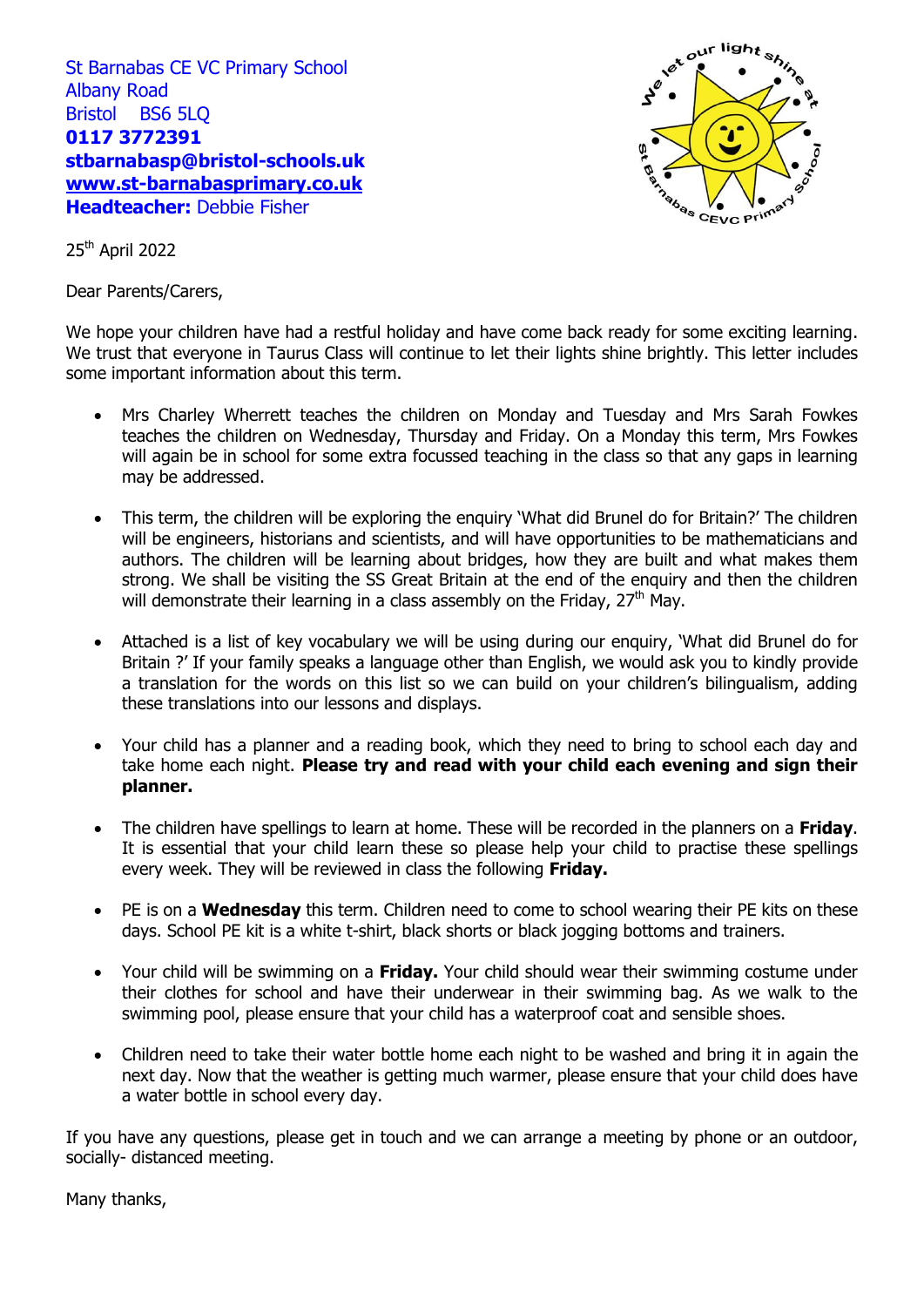St Barnabas CE VC Primary School
Albany Road
Bristol BS6 5LQ
**0117 3772391**
**stbarnabasp@bristol-schools.uk**
**www.st-barnabasprimary.co.uk**
**Headteacher:** Debbie Fisher

We let our light shine at St Barnabas CEVC Primary School

25th April 2022

Dear Parents/Carers,

We hope your children have had a restful holiday and have come back ready for some exciting learning. We trust that everyone in Taurus Class will continue to let their lights shine brightly. This letter includes some important information about this term.

- Mrs Charley Wherrett teaches the children on Monday and Tuesday and Mrs Sarah Fowkes teaches the children on Wednesday, Thursday and Friday. On a Monday this term, Mrs Fowkes will again be in school for some extra focussed teaching in the class so that any gaps in learning may be addressed.

- This term, the children will be exploring the enquiry 'What did Brunel do for Britain?' The children will be engineers, historians and scientists, and will have opportunities to be mathematicians and authors. The children will be learning about bridges, how they are built and what makes them strong. We shall be visiting the SS Great Britain at the end of the enquiry and then the children will demonstrate their learning in a class assembly on the Friday, 27th May.

- Attached is a list of key vocabulary we will be using during our enquiry, 'What did Brunel do for Britain ?' If your family speaks a language other than English, we would ask you to kindly provide a translation for the words on this list so we can build on your children's bilingualism, adding these translations into our lessons and displays.

- Your child has a planner and a reading book, which they need to bring to school each day and take home each night. **Please try and read with your child each evening and sign their planner.**

- The children have spellings to learn at home. These will be recorded in the planners on a **Friday**. It is essential that your child learn these so please help your child to practise these spellings every week. They will be reviewed in class the following **Friday.**

- PE is on a **Wednesday** this term. Children need to come to school wearing their PE kits on these days. School PE kit is a white t-shirt, black shorts or black jogging bottoms and trainers.

- Your child will be swimming on a **Friday.** Your child should wear their swimming costume under their clothes for school and have their underwear in their swimming bag. As we walk to the swimming pool, please ensure that your child has a waterproof coat and sensible shoes.

- Children need to take their water bottle home each night to be washed and bring it in again the next day. Now that the weather is getting much warmer, please ensure that your child does have a water bottle in school every day.

If you have any questions, please get in touch and we can arrange a meeting by phone or an outdoor, socially- distanced meeting.

Many thanks,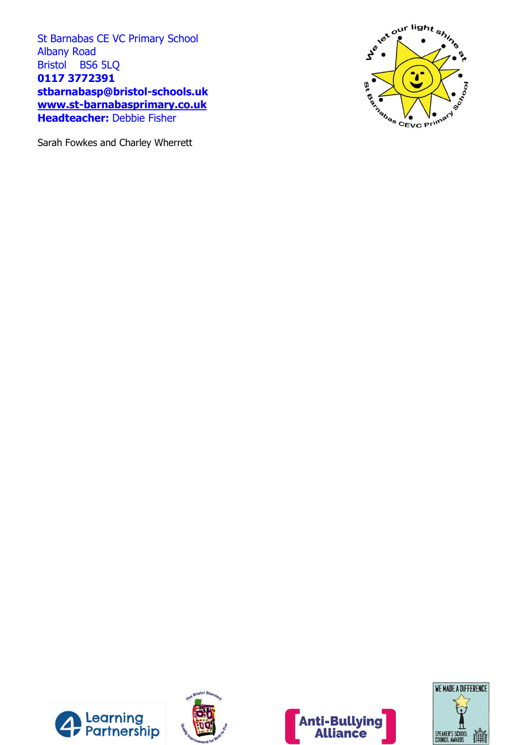St Barnabas CE VC Primary School
Albany Road
Bristol BS6 5LQ
**0117 3772391**
**stbarnabasp@bristol-schools.uk**
**www.st-barnabasprimary.co.uk**
**Headteacher:** Debbie Fisher

Sarah Fowkes and Charley Wherrett